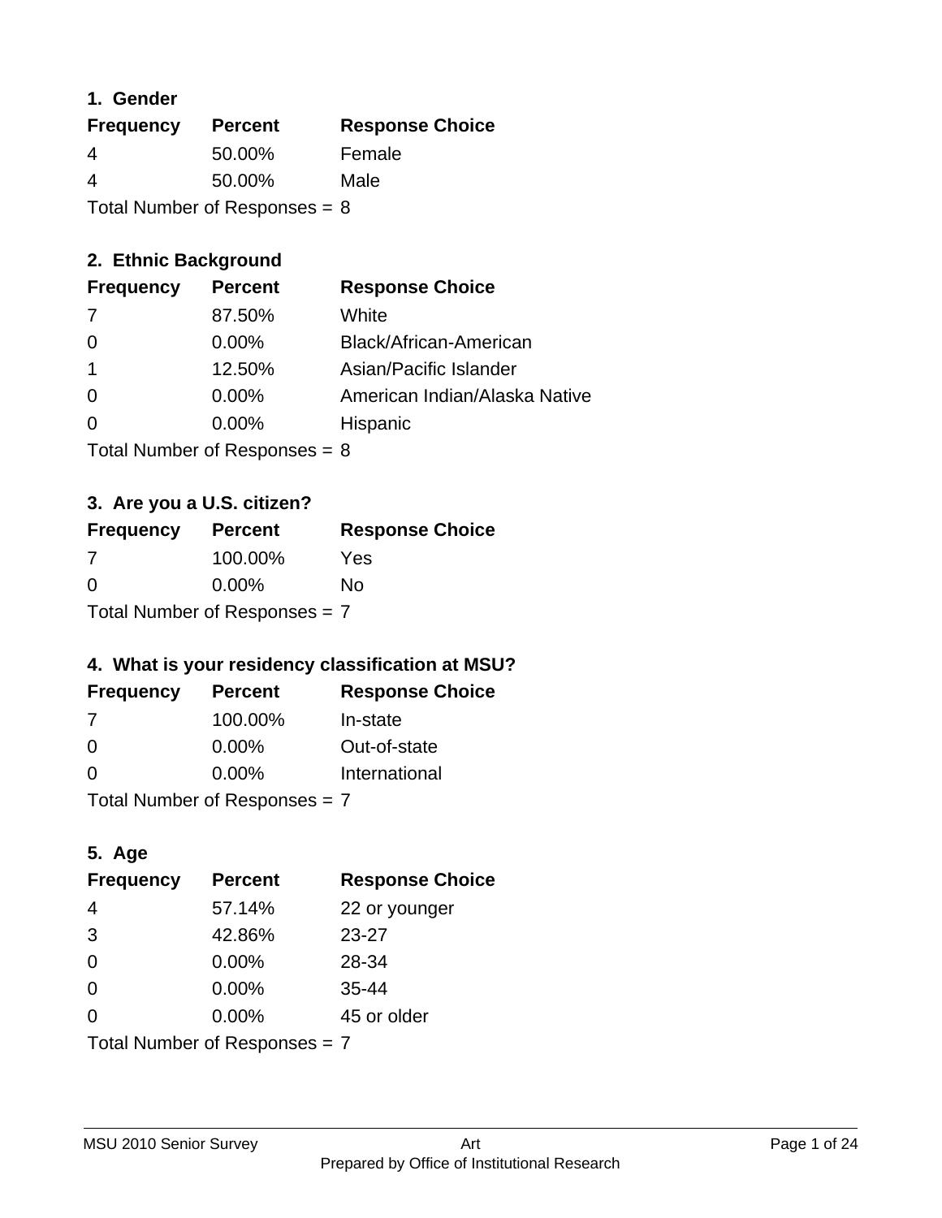### 1. Gender

| Frequency | Percent | Response Choice |
|---|---|---|
| 4 | 50.00% | Female |
| 4 | 50.00% | Male |

Total Number of Responses = 8

### 2. Ethnic Background

| Frequency | Percent | Response Choice |
|---|---|---|
| 7 | 87.50% | White |
| 0 | 0.00% | Black/African-American |
| 1 | 12.50% | Asian/Pacific Islander |
| 0 | 0.00% | American Indian/Alaska Native |
| 0 | 0.00% | Hispanic |

Total Number of Responses = 8

### 3. Are you a U.S. citizen?

| Frequency | Percent | Response Choice |
|---|---|---|
| 7 | 100.00% | Yes |
| 0 | 0.00% | No |

Total Number of Responses = 7

### 4. What is your residency classification at MSU?

| Frequency | Percent | Response Choice |
|---|---|---|
| 7 | 100.00% | In-state |
| 0 | 0.00% | Out-of-state |
| 0 | 0.00% | International |

Total Number of Responses = 7

### 5. Age

| Frequency | Percent | Response Choice |
|---|---|---|
| 4 | 57.14% | 22 or younger |
| 3 | 42.86% | 23-27 |
| 0 | 0.00% | 28-34 |
| 0 | 0.00% | 35-44 |
| 0 | 0.00% | 45 or older |

Total Number of Responses = 7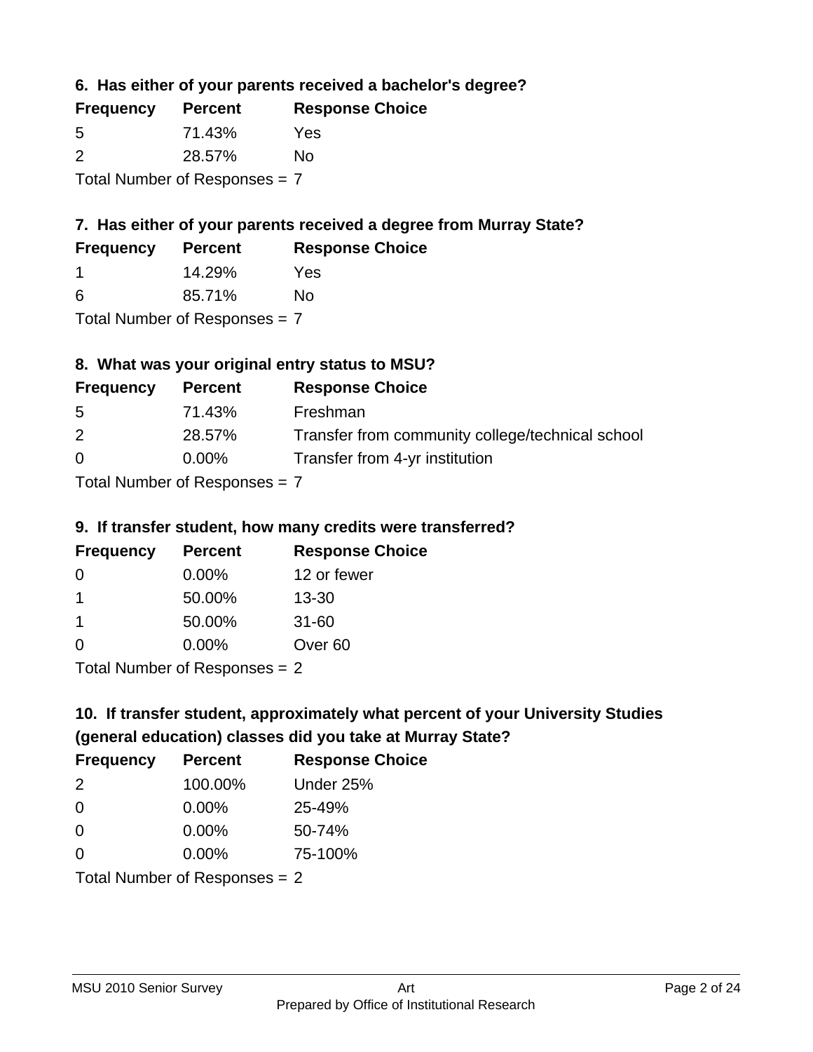### 6. Has either of your parents received a bachelor's degree?

| Frequency | Percent | Response Choice |
|---|---|---|
| 5 | 71.43% | Yes |
| 2 | 28.57% | No |

Total Number of Responses = 7

### 7. Has either of your parents received a degree from Murray State?

| Frequency | Percent | Response Choice |
|---|---|---|
| 1 | 14.29% | Yes |
| 6 | 85.71% | No |

Total Number of Responses = 7

### 8. What was your original entry status to MSU?

| Frequency | Percent | Response Choice |
|---|---|---|
| 5 | 71.43% | Freshman |
| 2 | 28.57% | Transfer from community college/technical school |
| 0 | 0.00% | Transfer from 4-yr institution |

Total Number of Responses = 7

### 9. If transfer student, how many credits were transferred?

| Frequency | Percent | Response Choice |
|---|---|---|
| 0 | 0.00% | 12 or fewer |
| 1 | 50.00% | 13-30 |
| 1 | 50.00% | 31-60 |
| 0 | 0.00% | Over 60 |

Total Number of Responses = 2

### 10. If transfer student, approximately what percent of your University Studies (general education) classes did you take at Murray State?

| Frequency | Percent | Response Choice |
|---|---|---|
| 2 | 100.00% | Under 25% |
| 0 | 0.00% | 25-49% |
| 0 | 0.00% | 50-74% |
| 0 | 0.00% | 75-100% |

Total Number of Responses = 2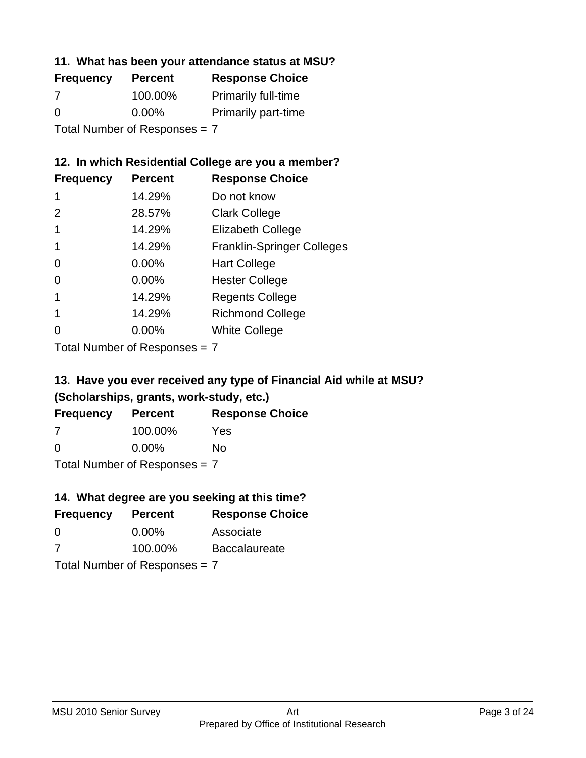### 11. What has been your attendance status at MSU?

| Frequency | Percent | Response Choice |
|---|---|---|
| 7 | 100.00% | Primarily full-time |
| 0 | 0.00% | Primarily part-time |

Total Number of Responses = 7

### 12. In which Residential College are you a member?

| Frequency | Percent | Response Choice |
|---|---|---|
| 1 | 14.29% | Do not know |
| 2 | 28.57% | Clark College |
| 1 | 14.29% | Elizabeth College |
| 1 | 14.29% | Franklin-Springer Colleges |
| 0 | 0.00% | Hart College |
| 0 | 0.00% | Hester College |
| 1 | 14.29% | Regents College |
| 1 | 14.29% | Richmond College |
| 0 | 0.00% | White College |

Total Number of Responses = 7

### 13. Have you ever received any type of Financial Aid while at MSU? (Scholarships, grants, work-study, etc.)

| Frequency | Percent | Response Choice |
|---|---|---|
| 7 | 100.00% | Yes |
| 0 | 0.00% | No |

Total Number of Responses = 7

### 14. What degree are you seeking at this time?

| Frequency | Percent | Response Choice |
|---|---|---|
| 0 | 0.00% | Associate |
| 7 | 100.00% | Baccalaureate |

Total Number of Responses = 7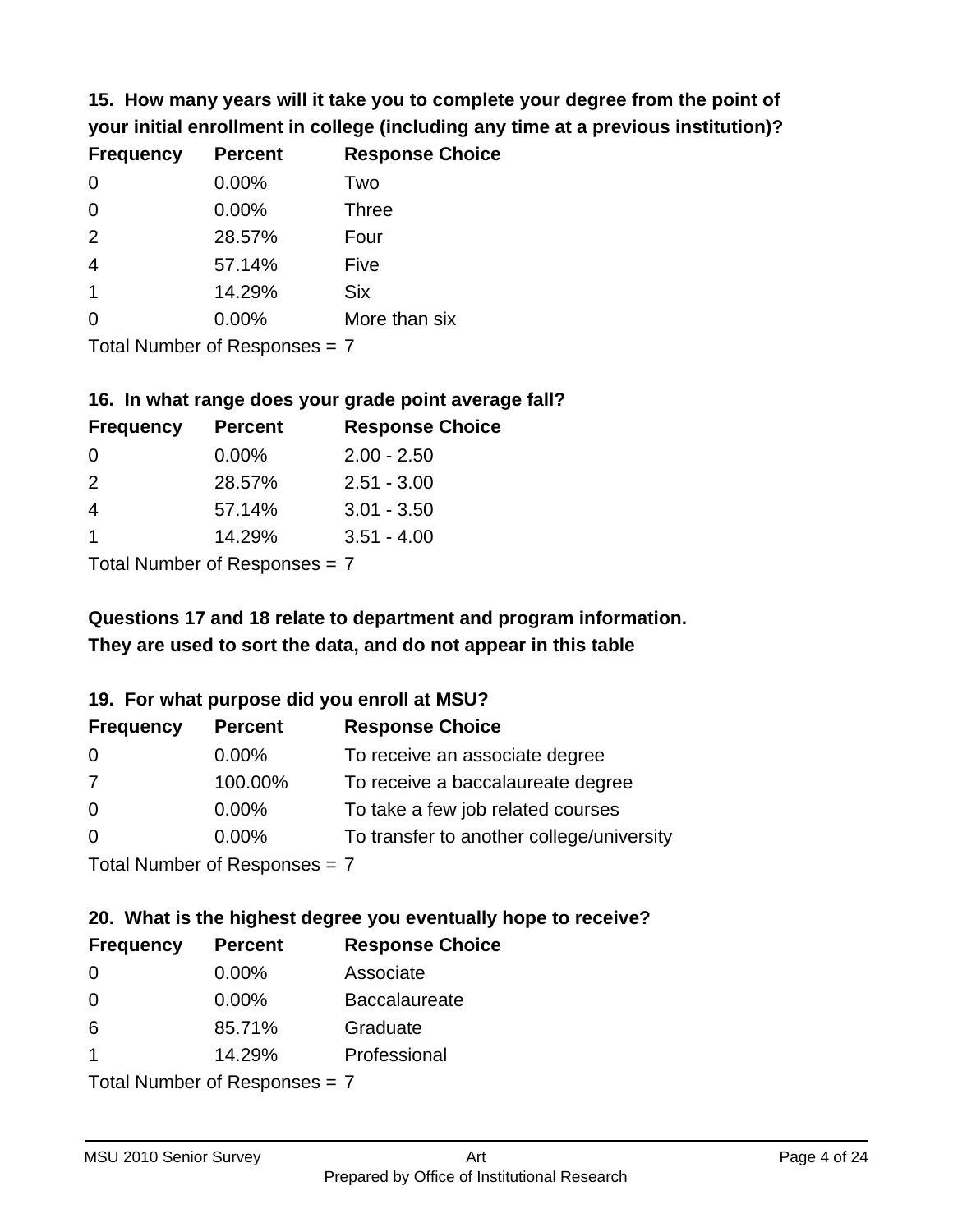**15. How many years will it take you to complete your degree from the point of your initial enrollment in college (including any time at a previous institution)?**

| Frequency | Percent | Response Choice |
|---|---|---|
| 0 | 0.00% | Two |
| 0 | 0.00% | Three |
| 2 | 28.57% | Four |
| 4 | 57.14% | Five |
| 1 | 14.29% | Six |
| 0 | 0.00% | More than six |

Total Number of Responses = 7

**16. In what range does your grade point average fall?**

| Frequency | Percent | Response Choice |
|---|---|---|
| 0 | 0.00% | 2.00 - 2.50 |
| 2 | 28.57% | 2.51 - 3.00 |
| 4 | 57.14% | 3.01 - 3.50 |
| 1 | 14.29% | 3.51 - 4.00 |

Total Number of Responses = 7

**Questions 17 and 18 relate to department and program information. They are used to sort the data, and do not appear in this table**

**19. For what purpose did you enroll at MSU?**

| Frequency | Percent | Response Choice |
|---|---|---|
| 0 | 0.00% | To receive an associate degree |
| 7 | 100.00% | To receive a baccalaureate degree |
| 0 | 0.00% | To take a few job related courses |
| 0 | 0.00% | To transfer to another college/university |

Total Number of Responses = 7

**20. What is the highest degree you eventually hope to receive?**

| Frequency | Percent | Response Choice |
|---|---|---|
| 0 | 0.00% | Associate |
| 0 | 0.00% | Baccalaureate |
| 6 | 85.71% | Graduate |
| 1 | 14.29% | Professional |

Total Number of Responses = 7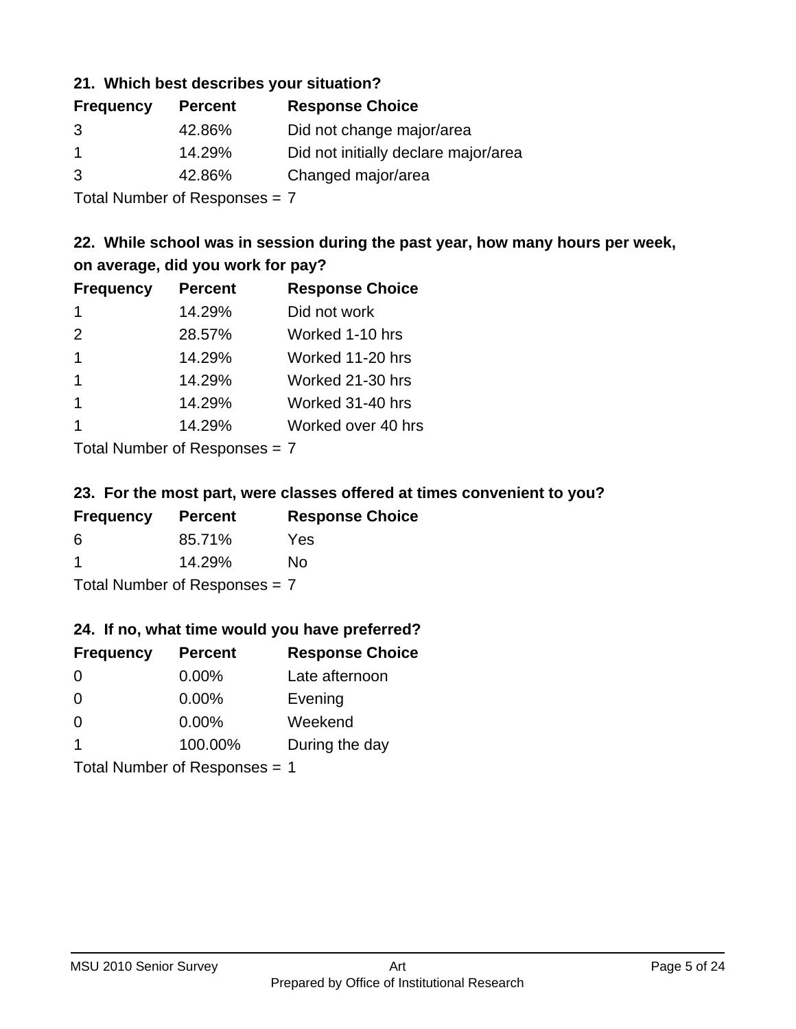### 21. Which best describes your situation?

| Frequency | Percent | Response Choice |
| --- | --- | --- |
| 3 | 42.86% | Did not change major/area |
| 1 | 14.29% | Did not initially declare major/area |
| 3 | 42.86% | Changed major/area |

Total Number of Responses = 7

### 22. While school was in session during the past year, how many hours per week, on average, did you work for pay?

| Frequency | Percent | Response Choice |
| --- | --- | --- |
| 1 | 14.29% | Did not work |
| 2 | 28.57% | Worked 1-10 hrs |
| 1 | 14.29% | Worked 11-20 hrs |
| 1 | 14.29% | Worked 21-30 hrs |
| 1 | 14.29% | Worked 31-40 hrs |
| 1 | 14.29% | Worked over 40 hrs |

Total Number of Responses = 7

### 23. For the most part, were classes offered at times convenient to you?

| Frequency | Percent | Response Choice |
| --- | --- | --- |
| 6 | 85.71% | Yes |
| 1 | 14.29% | No |

Total Number of Responses = 7

### 24. If no, what time would you have preferred?

| Frequency | Percent | Response Choice |
| --- | --- | --- |
| 0 | 0.00% | Late afternoon |
| 0 | 0.00% | Evening |
| 0 | 0.00% | Weekend |
| 1 | 100.00% | During the day |

Total Number of Responses = 1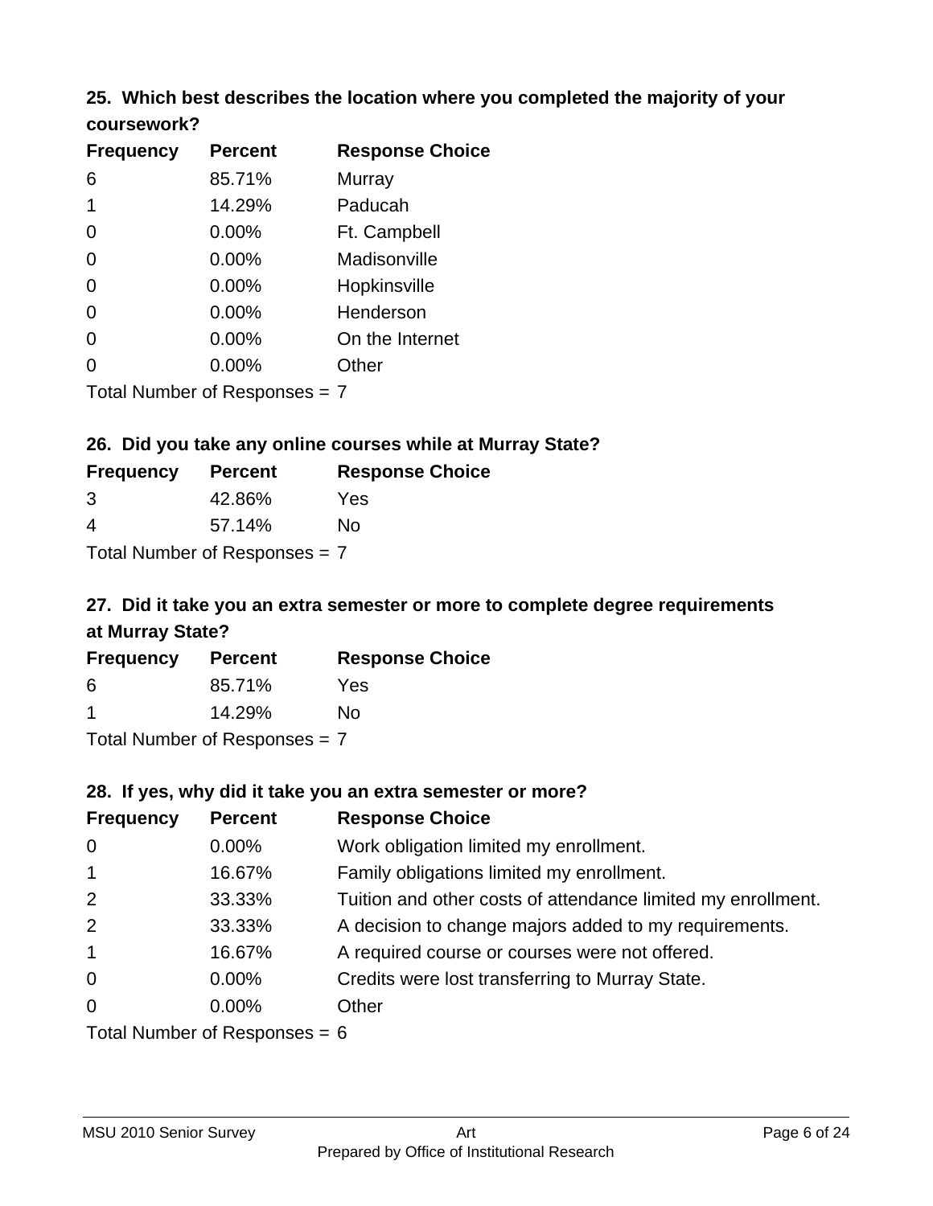### 25. Which best describes the location where you completed the majority of your coursework?

| Frequency | Percent | Response Choice |
| --- | --- | --- |
| 6 | 85.71% | Murray |
| 1 | 14.29% | Paducah |
| 0 | 0.00% | Ft. Campbell |
| 0 | 0.00% | Madisonville |
| 0 | 0.00% | Hopkinsville |
| 0 | 0.00% | Henderson |
| 0 | 0.00% | On the Internet |
| 0 | 0.00% | Other |

Total Number of Responses = 7

### 26. Did you take any online courses while at Murray State?

| Frequency | Percent | Response Choice |
| --- | --- | --- |
| 3 | 42.86% | Yes |
| 4 | 57.14% | No |

Total Number of Responses = 7

### 27. Did it take you an extra semester or more to complete degree requirements at Murray State?

| Frequency | Percent | Response Choice |
| --- | --- | --- |
| 6 | 85.71% | Yes |
| 1 | 14.29% | No |

Total Number of Responses = 7

### 28. If yes, why did it take you an extra semester or more?

| Frequency | Percent | Response Choice |
| --- | --- | --- |
| 0 | 0.00% | Work obligation limited my enrollment. |
| 1 | 16.67% | Family obligations limited my enrollment. |
| 2 | 33.33% | Tuition and other costs of attendance limited my enrollment. |
| 2 | 33.33% | A decision to change majors added to my requirements. |
| 1 | 16.67% | A required course or courses were not offered. |
| 0 | 0.00% | Credits were lost transferring to Murray State. |
| 0 | 0.00% | Other |

Total Number of Responses = 6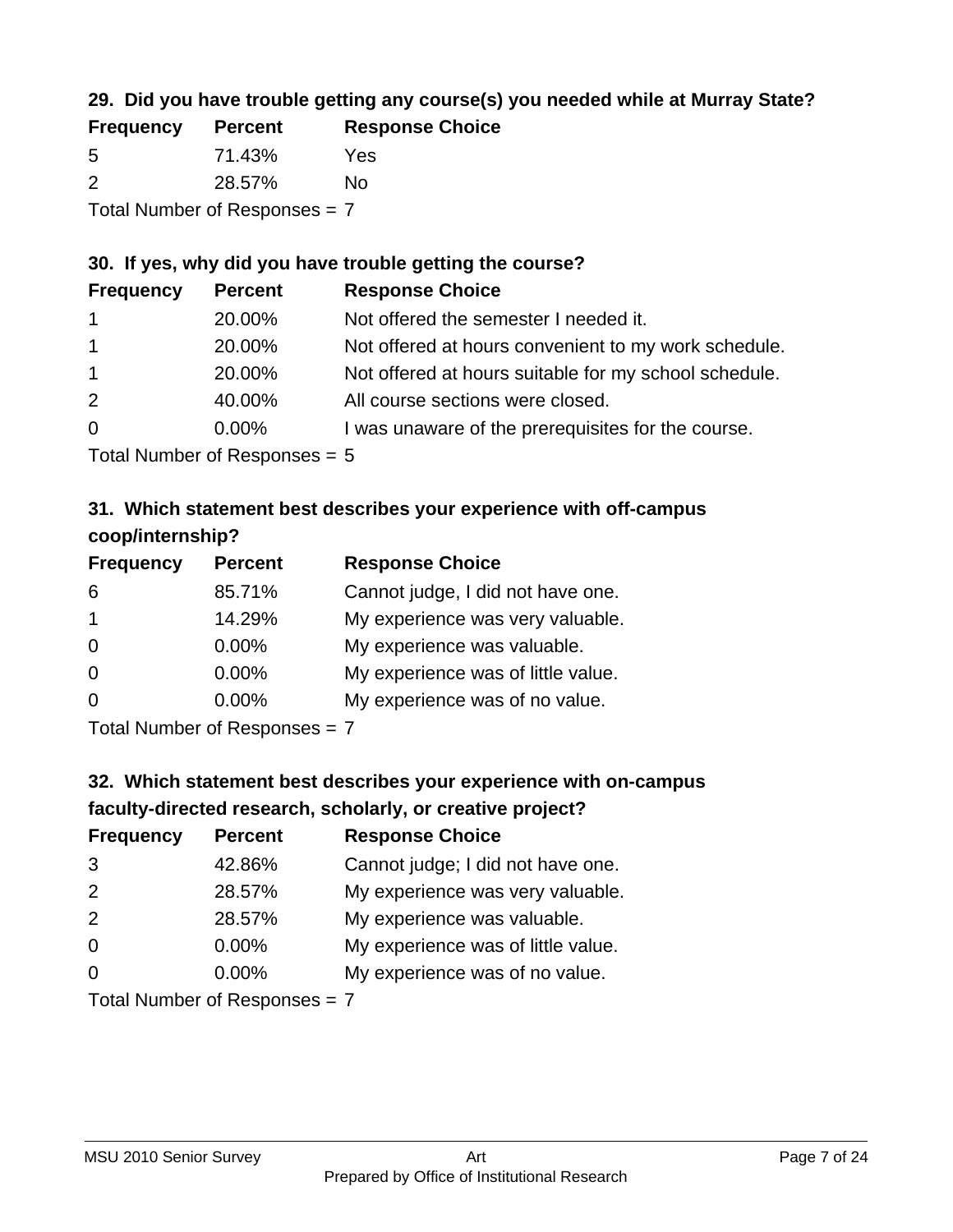### 29. Did you have trouble getting any course(s) you needed while at Murray State?

| Frequency | Percent | Response Choice |
|---|---|---|
| 5 | 71.43% | Yes |
| 2 | 28.57% | No |

Total Number of Responses = 7

### 30. If yes, why did you have trouble getting the course?

| Frequency | Percent | Response Choice |
|---|---|---|
| 1 | 20.00% | Not offered the semester I needed it. |
| 1 | 20.00% | Not offered at hours convenient to my work schedule. |
| 1 | 20.00% | Not offered at hours suitable for my school schedule. |
| 2 | 40.00% | All course sections were closed. |
| 0 | 0.00% | I was unaware of the prerequisites for the course. |

Total Number of Responses = 5

### 31. Which statement best describes your experience with off-campus coop/internship?

| Frequency | Percent | Response Choice |
|---|---|---|
| 6 | 85.71% | Cannot judge, I did not have one. |
| 1 | 14.29% | My experience was very valuable. |
| 0 | 0.00% | My experience was valuable. |
| 0 | 0.00% | My experience was of little value. |
| 0 | 0.00% | My experience was of no value. |

Total Number of Responses = 7

### 32. Which statement best describes your experience with on-campus faculty-directed research, scholarly, or creative project?

| Frequency | Percent | Response Choice |
|---|---|---|
| 3 | 42.86% | Cannot judge; I did not have one. |
| 2 | 28.57% | My experience was very valuable. |
| 2 | 28.57% | My experience was valuable. |
| 0 | 0.00% | My experience was of little value. |
| 0 | 0.00% | My experience was of no value. |

Total Number of Responses = 7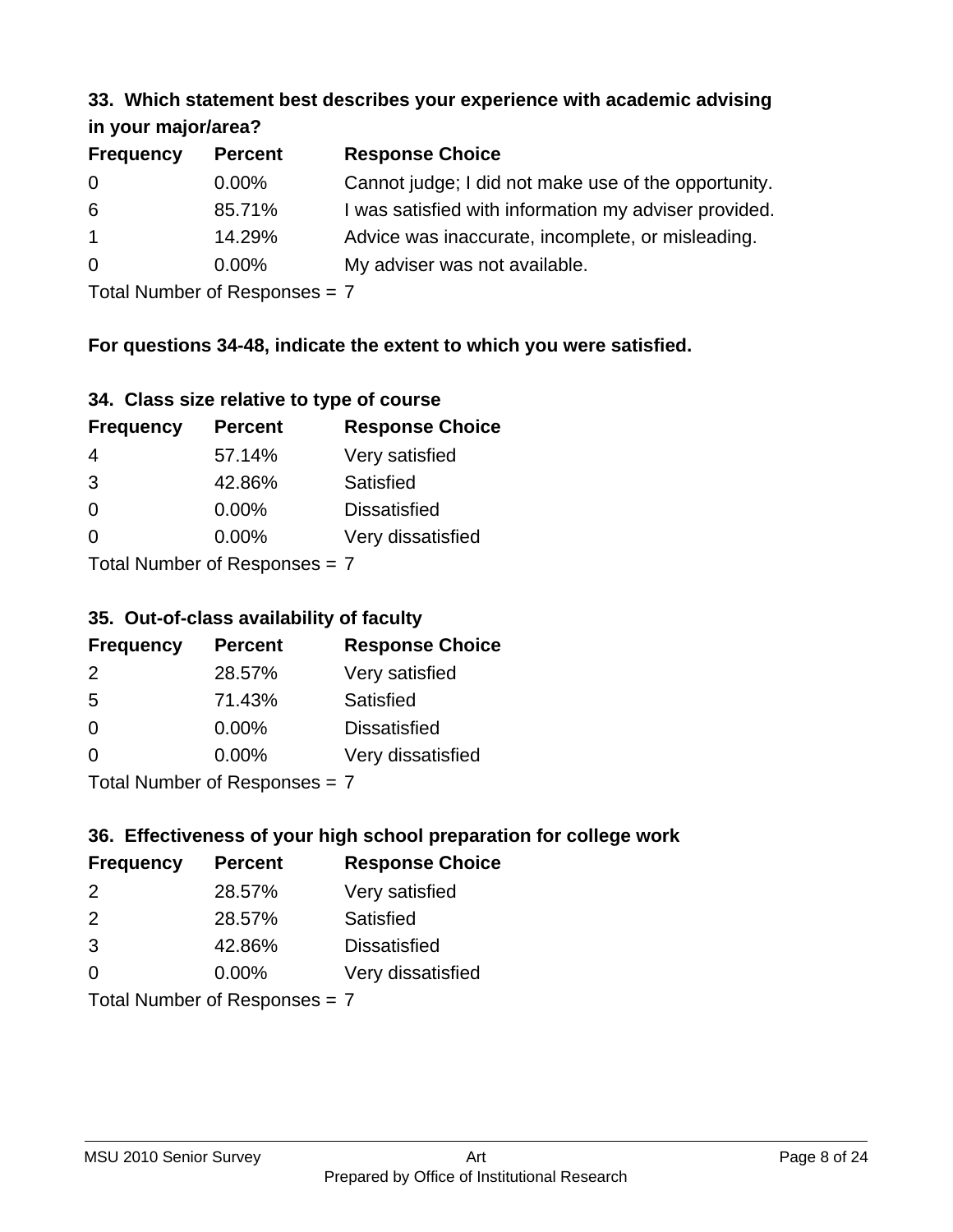### 33. Which statement best describes your experience with academic advising in your major/area?

| Frequency | Percent | Response Choice |
|---|---|---|
| 0 | 0.00% | Cannot judge; I did not make use of the opportunity. |
| 6 | 85.71% | I was satisfied with information my adviser provided. |
| 1 | 14.29% | Advice was inaccurate, incomplete, or misleading. |
| 0 | 0.00% | My adviser was not available. |

Total Number of Responses = 7

**For questions 34-48, indicate the extent to which you were satisfied.**

### 34. Class size relative to type of course

| Frequency | Percent | Response Choice |
|---|---|---|
| 4 | 57.14% | Very satisfied |
| 3 | 42.86% | Satisfied |
| 0 | 0.00% | Dissatisfied |
| 0 | 0.00% | Very dissatisfied |

Total Number of Responses = 7

### 35. Out-of-class availability of faculty

| Frequency | Percent | Response Choice |
|---|---|---|
| 2 | 28.57% | Very satisfied |
| 5 | 71.43% | Satisfied |
| 0 | 0.00% | Dissatisfied |
| 0 | 0.00% | Very dissatisfied |

Total Number of Responses = 7

### 36. Effectiveness of your high school preparation for college work

| Frequency | Percent | Response Choice |
|---|---|---|
| 2 | 28.57% | Very satisfied |
| 2 | 28.57% | Satisfied |
| 3 | 42.86% | Dissatisfied |
| 0 | 0.00% | Very dissatisfied |

Total Number of Responses = 7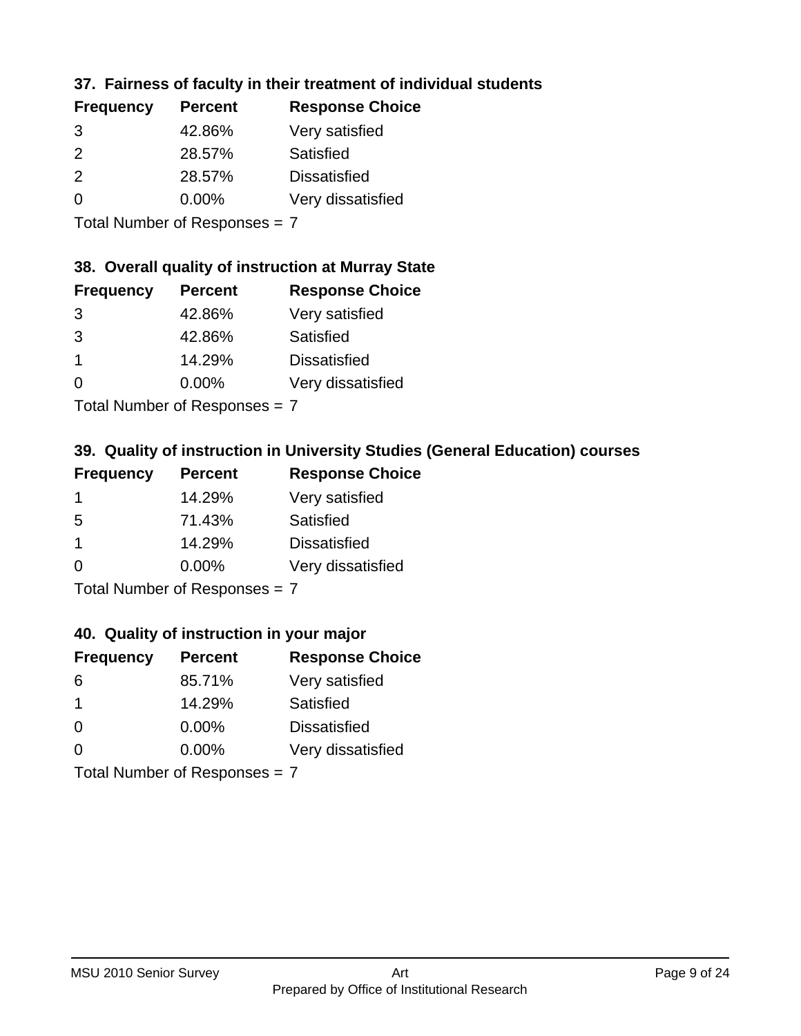### 37. Fairness of faculty in their treatment of individual students

| Frequency | Percent | Response Choice |
| --- | --- | --- |
| 3 | 42.86% | Very satisfied |
| 2 | 28.57% | Satisfied |
| 2 | 28.57% | Dissatisfied |
| 0 | 0.00% | Very dissatisfied |

Total Number of Responses = 7

### 38. Overall quality of instruction at Murray State

| Frequency | Percent | Response Choice |
| --- | --- | --- |
| 3 | 42.86% | Very satisfied |
| 3 | 42.86% | Satisfied |
| 1 | 14.29% | Dissatisfied |
| 0 | 0.00% | Very dissatisfied |

Total Number of Responses = 7

### 39. Quality of instruction in University Studies (General Education) courses

| Frequency | Percent | Response Choice |
| --- | --- | --- |
| 1 | 14.29% | Very satisfied |
| 5 | 71.43% | Satisfied |
| 1 | 14.29% | Dissatisfied |
| 0 | 0.00% | Very dissatisfied |

Total Number of Responses = 7

### 40. Quality of instruction in your major

| Frequency | Percent | Response Choice |
| --- | --- | --- |
| 6 | 85.71% | Very satisfied |
| 1 | 14.29% | Satisfied |
| 0 | 0.00% | Dissatisfied |
| 0 | 0.00% | Very dissatisfied |

Total Number of Responses = 7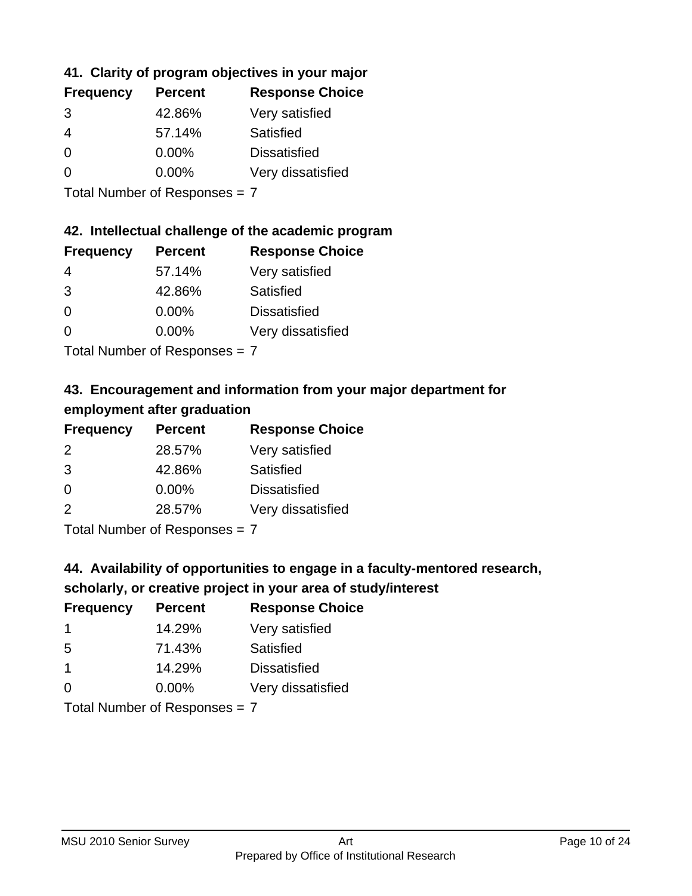### 41. Clarity of program objectives in your major

| Frequency | Percent | Response Choice |
|---|---|---|
| 3 | 42.86% | Very satisfied |
| 4 | 57.14% | Satisfied |
| 0 | 0.00% | Dissatisfied |
| 0 | 0.00% | Very dissatisfied |

Total Number of Responses = 7

### 42. Intellectual challenge of the academic program

| Frequency | Percent | Response Choice |
|---|---|---|
| 4 | 57.14% | Very satisfied |
| 3 | 42.86% | Satisfied |
| 0 | 0.00% | Dissatisfied |
| 0 | 0.00% | Very dissatisfied |

Total Number of Responses = 7

### 43. Encouragement and information from your major department for employment after graduation

| Frequency | Percent | Response Choice |
|---|---|---|
| 2 | 28.57% | Very satisfied |
| 3 | 42.86% | Satisfied |
| 0 | 0.00% | Dissatisfied |
| 2 | 28.57% | Very dissatisfied |

Total Number of Responses = 7

### 44. Availability of opportunities to engage in a faculty-mentored research, scholarly, or creative project in your area of study/interest

| Frequency | Percent | Response Choice |
|---|---|---|
| 1 | 14.29% | Very satisfied |
| 5 | 71.43% | Satisfied |
| 1 | 14.29% | Dissatisfied |
| 0 | 0.00% | Very dissatisfied |

Total Number of Responses = 7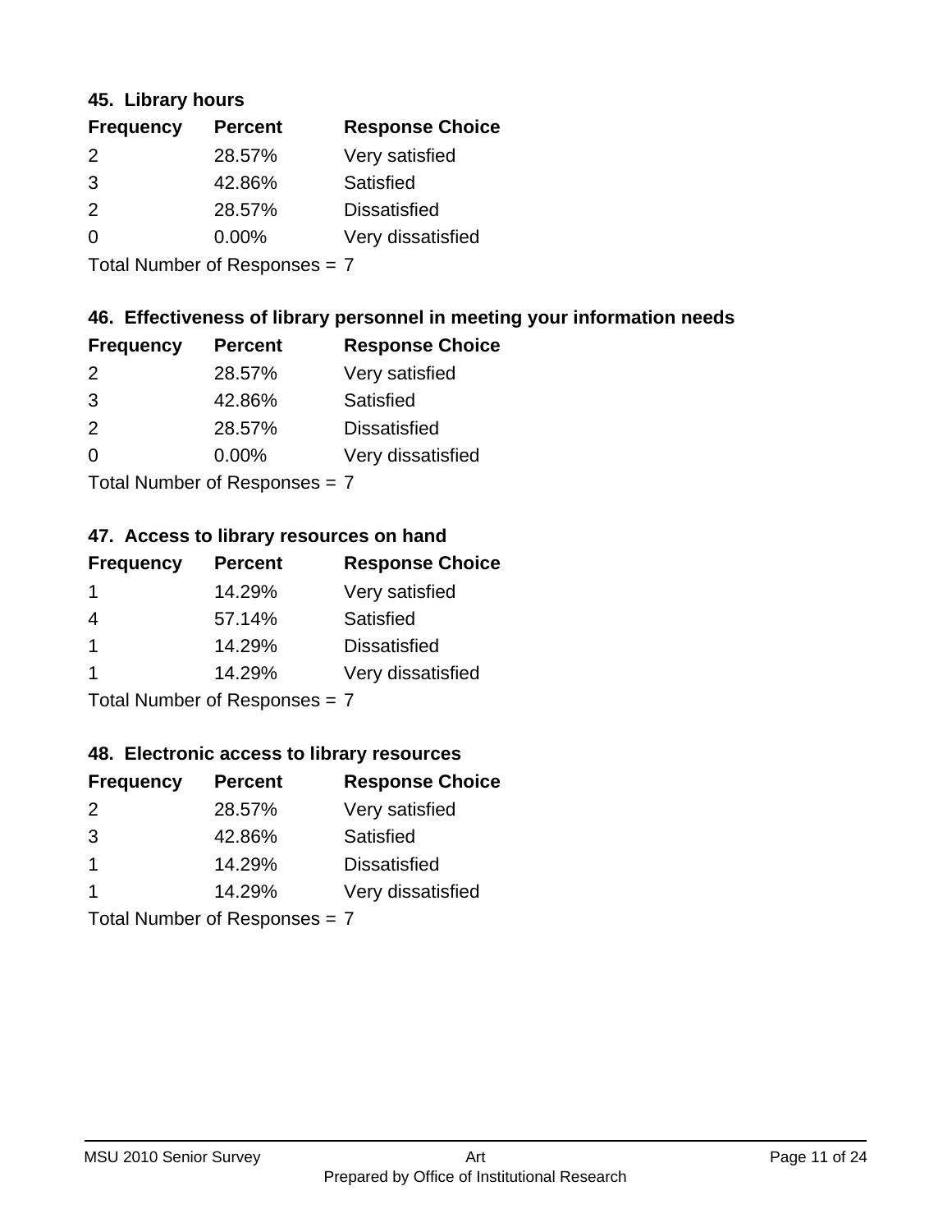### 45. Library hours

| Frequency | Percent | Response Choice |
| --- | --- | --- |
| 2 | 28.57% | Very satisfied |
| 3 | 42.86% | Satisfied |
| 2 | 28.57% | Dissatisfied |
| 0 | 0.00% | Very dissatisfied |

Total Number of Responses = 7

### 46. Effectiveness of library personnel in meeting your information needs

| Frequency | Percent | Response Choice |
| --- | --- | --- |
| 2 | 28.57% | Very satisfied |
| 3 | 42.86% | Satisfied |
| 2 | 28.57% | Dissatisfied |
| 0 | 0.00% | Very dissatisfied |

Total Number of Responses = 7

### 47. Access to library resources on hand

| Frequency | Percent | Response Choice |
| --- | --- | --- |
| 1 | 14.29% | Very satisfied |
| 4 | 57.14% | Satisfied |
| 1 | 14.29% | Dissatisfied |
| 1 | 14.29% | Very dissatisfied |

Total Number of Responses = 7

### 48. Electronic access to library resources

| Frequency | Percent | Response Choice |
| --- | --- | --- |
| 2 | 28.57% | Very satisfied |
| 3 | 42.86% | Satisfied |
| 1 | 14.29% | Dissatisfied |
| 1 | 14.29% | Very dissatisfied |

Total Number of Responses = 7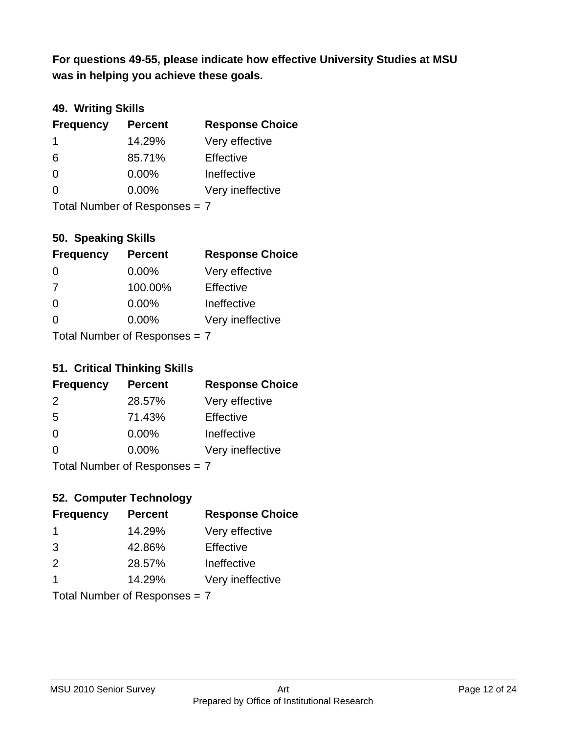**For questions 49-55, please indicate how effective University Studies at MSU was in helping you achieve these goals.**

### 49. Writing Skills

| Frequency | Percent | Response Choice |
|---|---|---|
| 1 | 14.29% | Very effective |
| 6 | 85.71% | Effective |
| 0 | 0.00% | Ineffective |
| 0 | 0.00% | Very ineffective |

Total Number of Responses = 7

### 50. Speaking Skills

| Frequency | Percent | Response Choice |
|---|---|---|
| 0 | 0.00% | Very effective |
| 7 | 100.00% | Effective |
| 0 | 0.00% | Ineffective |
| 0 | 0.00% | Very ineffective |

Total Number of Responses = 7

### 51. Critical Thinking Skills

| Frequency | Percent | Response Choice |
|---|---|---|
| 2 | 28.57% | Very effective |
| 5 | 71.43% | Effective |
| 0 | 0.00% | Ineffective |
| 0 | 0.00% | Very ineffective |

Total Number of Responses = 7

### 52. Computer Technology

| Frequency | Percent | Response Choice |
|---|---|---|
| 1 | 14.29% | Very effective |
| 3 | 42.86% | Effective |
| 2 | 28.57% | Ineffective |
| 1 | 14.29% | Very ineffective |

Total Number of Responses = 7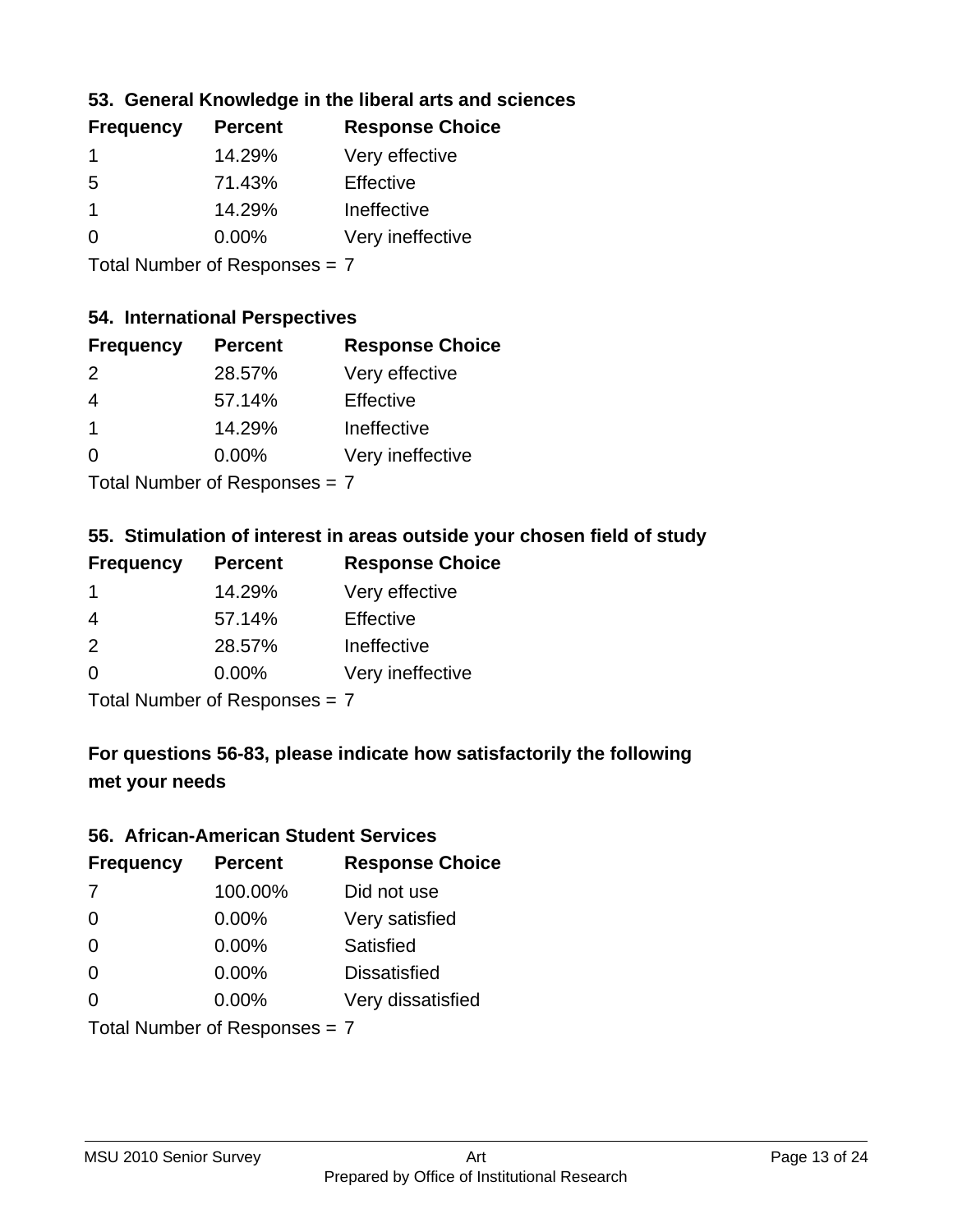### 53. General Knowledge in the liberal arts and sciences

| Frequency | Percent | Response Choice |
|---|---|---|
| 1 | 14.29% | Very effective |
| 5 | 71.43% | Effective |
| 1 | 14.29% | Ineffective |
| 0 | 0.00% | Very ineffective |

Total Number of Responses = 7

### 54. International Perspectives

| Frequency | Percent | Response Choice |
|---|---|---|
| 2 | 28.57% | Very effective |
| 4 | 57.14% | Effective |
| 1 | 14.29% | Ineffective |
| 0 | 0.00% | Very ineffective |

Total Number of Responses = 7

### 55. Stimulation of interest in areas outside your chosen field of study

| Frequency | Percent | Response Choice |
|---|---|---|
| 1 | 14.29% | Very effective |
| 4 | 57.14% | Effective |
| 2 | 28.57% | Ineffective |
| 0 | 0.00% | Very ineffective |

Total Number of Responses = 7

### For questions 56-83, please indicate how satisfactorily the following met your needs

### 56. African-American Student Services

| Frequency | Percent | Response Choice |
|---|---|---|
| 7 | 100.00% | Did not use |
| 0 | 0.00% | Very satisfied |
| 0 | 0.00% | Satisfied |
| 0 | 0.00% | Dissatisfied |
| 0 | 0.00% | Very dissatisfied |

Total Number of Responses = 7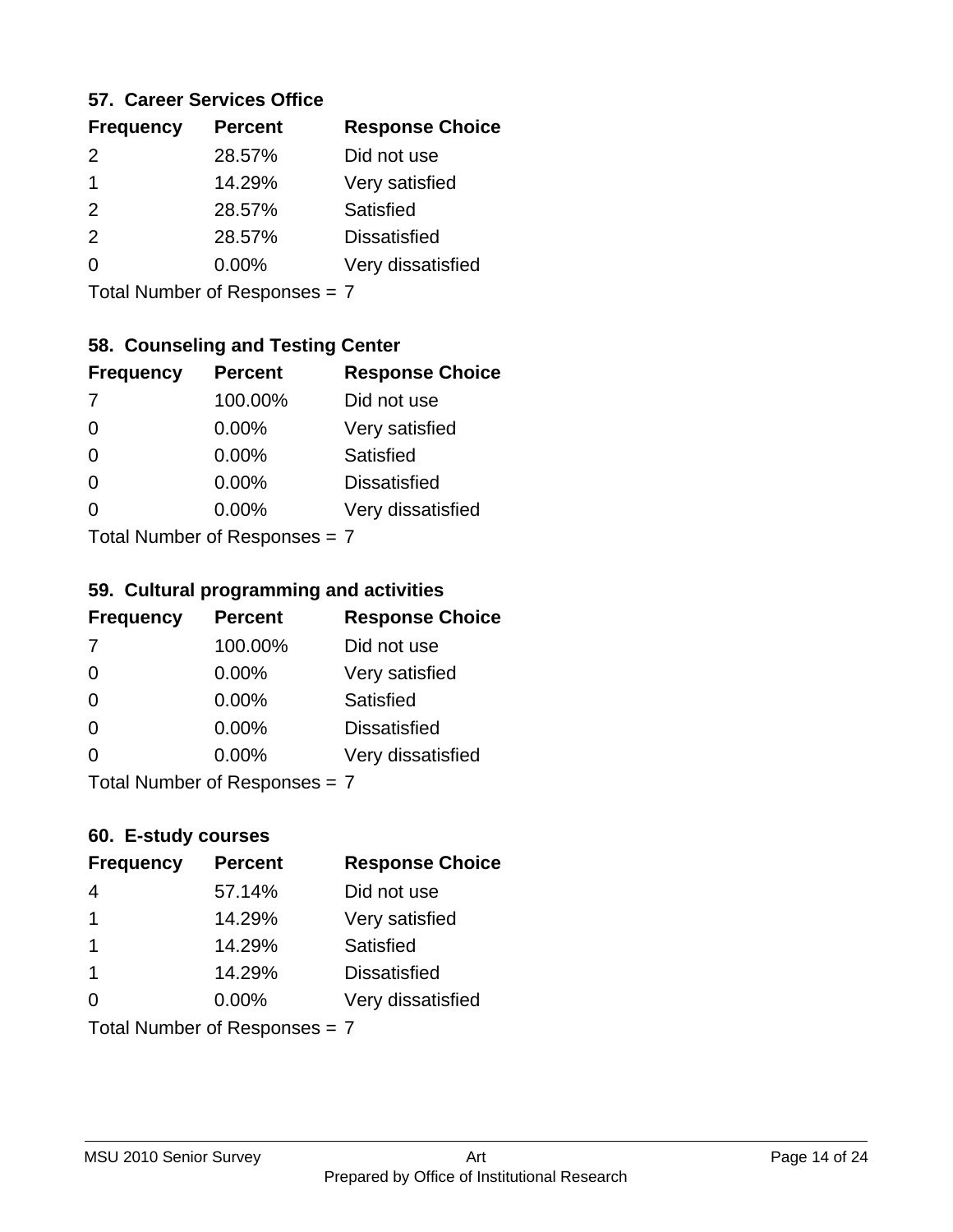### 57. Career Services Office

| Frequency | Percent | Response Choice |
| --- | --- | --- |
| 2 | 28.57% | Did not use |
| 1 | 14.29% | Very satisfied |
| 2 | 28.57% | Satisfied |
| 2 | 28.57% | Dissatisfied |
| 0 | 0.00% | Very dissatisfied |

Total Number of Responses = 7

### 58. Counseling and Testing Center

| Frequency | Percent | Response Choice |
| --- | --- | --- |
| 7 | 100.00% | Did not use |
| 0 | 0.00% | Very satisfied |
| 0 | 0.00% | Satisfied |
| 0 | 0.00% | Dissatisfied |
| 0 | 0.00% | Very dissatisfied |

Total Number of Responses = 7

### 59. Cultural programming and activities

| Frequency | Percent | Response Choice |
| --- | --- | --- |
| 7 | 100.00% | Did not use |
| 0 | 0.00% | Very satisfied |
| 0 | 0.00% | Satisfied |
| 0 | 0.00% | Dissatisfied |
| 0 | 0.00% | Very dissatisfied |

Total Number of Responses = 7

### 60. E-study courses

| Frequency | Percent | Response Choice |
| --- | --- | --- |
| 4 | 57.14% | Did not use |
| 1 | 14.29% | Very satisfied |
| 1 | 14.29% | Satisfied |
| 1 | 14.29% | Dissatisfied |
| 0 | 0.00% | Very dissatisfied |

Total Number of Responses = 7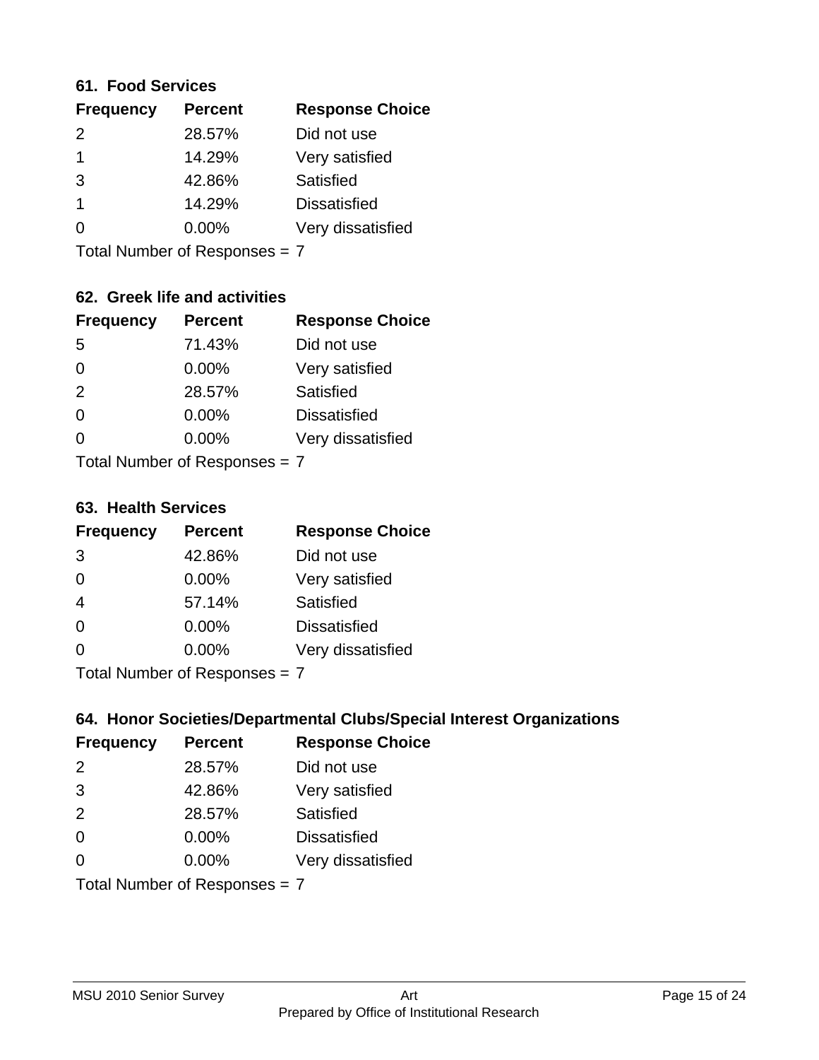### 61. Food Services

| Frequency | Percent | Response Choice |
|---|---|---|
| 2 | 28.57% | Did not use |
| 1 | 14.29% | Very satisfied |
| 3 | 42.86% | Satisfied |
| 1 | 14.29% | Dissatisfied |
| 0 | 0.00% | Very dissatisfied |

Total Number of Responses = 7

### 62. Greek life and activities

| Frequency | Percent | Response Choice |
|---|---|---|
| 5 | 71.43% | Did not use |
| 0 | 0.00% | Very satisfied |
| 2 | 28.57% | Satisfied |
| 0 | 0.00% | Dissatisfied |
| 0 | 0.00% | Very dissatisfied |

Total Number of Responses = 7

### 63. Health Services

| Frequency | Percent | Response Choice |
|---|---|---|
| 3 | 42.86% | Did not use |
| 0 | 0.00% | Very satisfied |
| 4 | 57.14% | Satisfied |
| 0 | 0.00% | Dissatisfied |
| 0 | 0.00% | Very dissatisfied |

Total Number of Responses = 7

### 64. Honor Societies/Departmental Clubs/Special Interest Organizations

| Frequency | Percent | Response Choice |
|---|---|---|
| 2 | 28.57% | Did not use |
| 3 | 42.86% | Very satisfied |
| 2 | 28.57% | Satisfied |
| 0 | 0.00% | Dissatisfied |
| 0 | 0.00% | Very dissatisfied |

Total Number of Responses = 7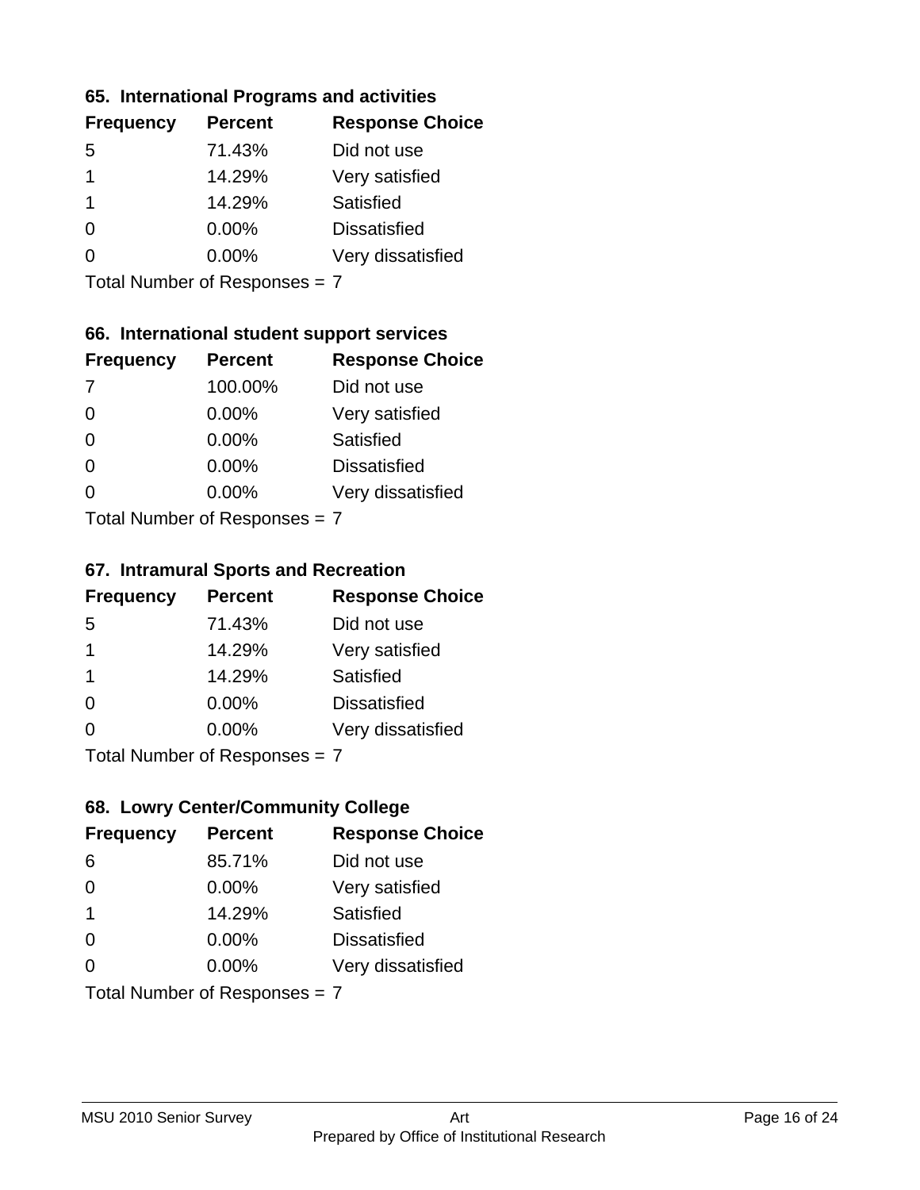### 65. International Programs and activities

| Frequency | Percent | Response Choice |
| --- | --- | --- |
| 5 | 71.43% | Did not use |
| 1 | 14.29% | Very satisfied |
| 1 | 14.29% | Satisfied |
| 0 | 0.00% | Dissatisfied |
| 0 | 0.00% | Very dissatisfied |

Total Number of Responses = 7

### 66. International student support services

| Frequency | Percent | Response Choice |
| --- | --- | --- |
| 7 | 100.00% | Did not use |
| 0 | 0.00% | Very satisfied |
| 0 | 0.00% | Satisfied |
| 0 | 0.00% | Dissatisfied |
| 0 | 0.00% | Very dissatisfied |

Total Number of Responses = 7

### 67. Intramural Sports and Recreation

| Frequency | Percent | Response Choice |
| --- | --- | --- |
| 5 | 71.43% | Did not use |
| 1 | 14.29% | Very satisfied |
| 1 | 14.29% | Satisfied |
| 0 | 0.00% | Dissatisfied |
| 0 | 0.00% | Very dissatisfied |

Total Number of Responses = 7

### 68. Lowry Center/Community College

| Frequency | Percent | Response Choice |
| --- | --- | --- |
| 6 | 85.71% | Did not use |
| 0 | 0.00% | Very satisfied |
| 1 | 14.29% | Satisfied |
| 0 | 0.00% | Dissatisfied |
| 0 | 0.00% | Very dissatisfied |

Total Number of Responses = 7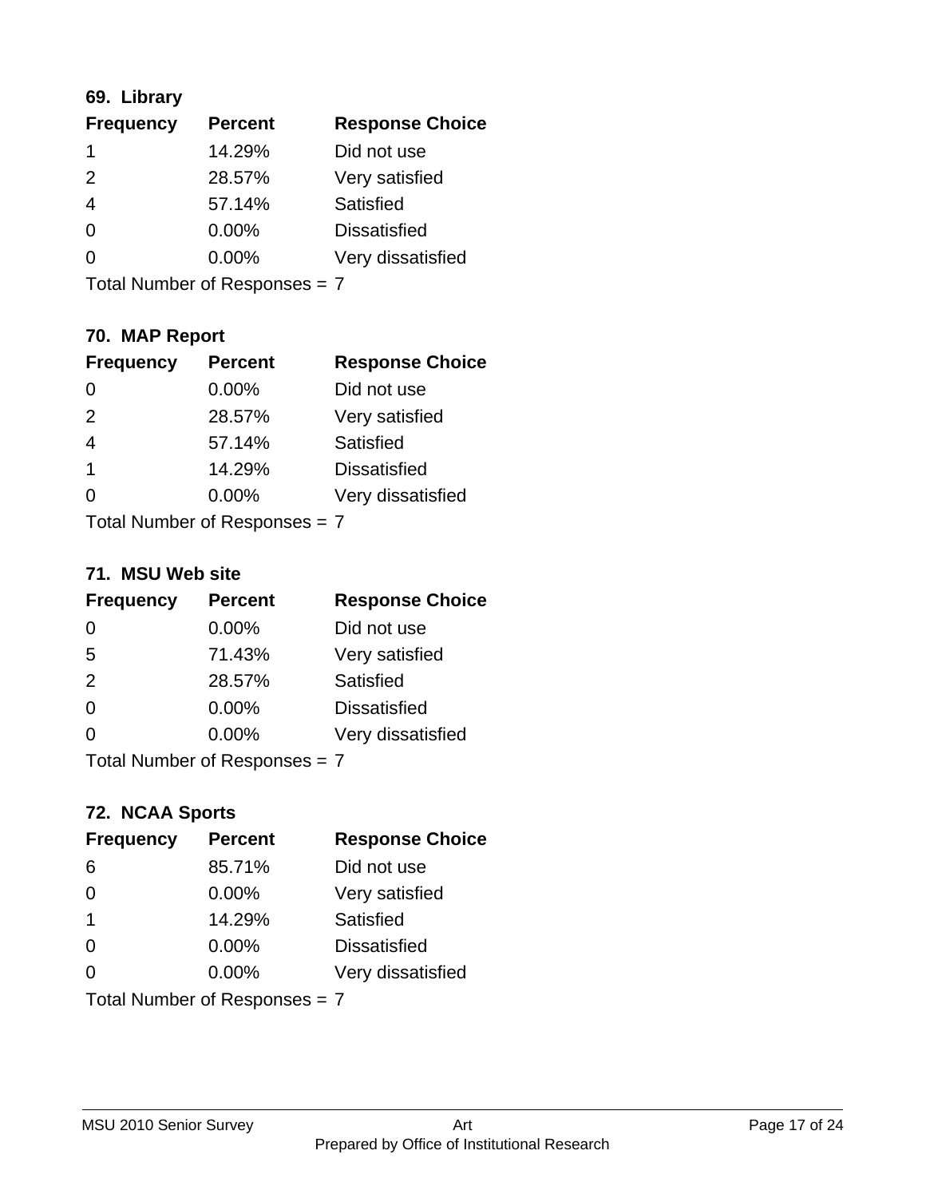### 69. Library

| Frequency | Percent | Response Choice |
|---|---|---|
| 1 | 14.29% | Did not use |
| 2 | 28.57% | Very satisfied |
| 4 | 57.14% | Satisfied |
| 0 | 0.00% | Dissatisfied |
| 0 | 0.00% | Very dissatisfied |

Total Number of Responses = 7

### 70. MAP Report

| Frequency | Percent | Response Choice |
|---|---|---|
| 0 | 0.00% | Did not use |
| 2 | 28.57% | Very satisfied |
| 4 | 57.14% | Satisfied |
| 1 | 14.29% | Dissatisfied |
| 0 | 0.00% | Very dissatisfied |

Total Number of Responses = 7

### 71. MSU Web site

| Frequency | Percent | Response Choice |
|---|---|---|
| 0 | 0.00% | Did not use |
| 5 | 71.43% | Very satisfied |
| 2 | 28.57% | Satisfied |
| 0 | 0.00% | Dissatisfied |
| 0 | 0.00% | Very dissatisfied |

Total Number of Responses = 7

### 72. NCAA Sports

| Frequency | Percent | Response Choice |
|---|---|---|
| 6 | 85.71% | Did not use |
| 0 | 0.00% | Very satisfied |
| 1 | 14.29% | Satisfied |
| 0 | 0.00% | Dissatisfied |
| 0 | 0.00% | Very dissatisfied |

Total Number of Responses = 7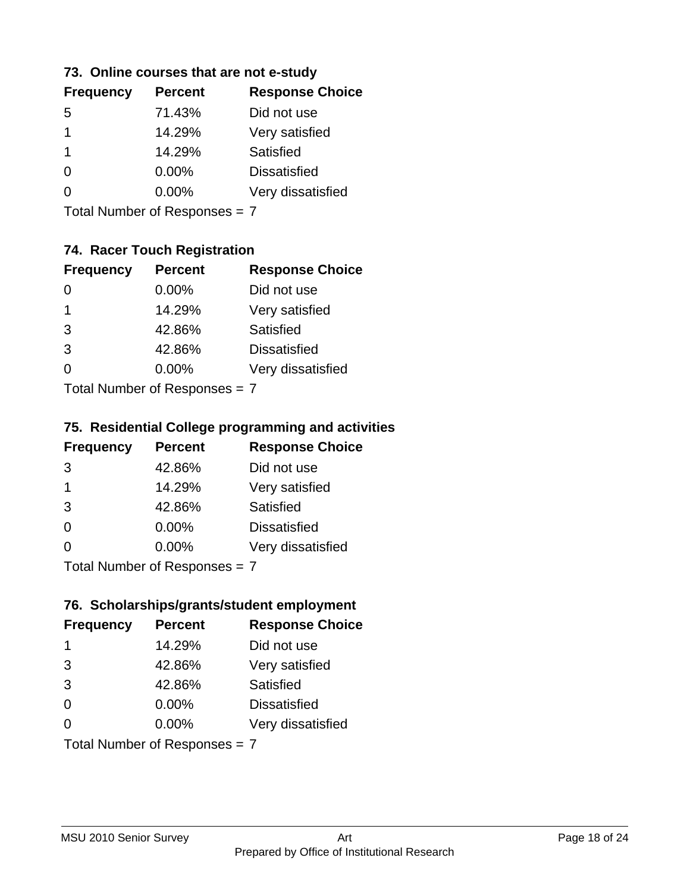### 73. Online courses that are not e-study

| Frequency | Percent | Response Choice |
|---|---|---|
| 5 | 71.43% | Did not use |
| 1 | 14.29% | Very satisfied |
| 1 | 14.29% | Satisfied |
| 0 | 0.00% | Dissatisfied |
| 0 | 0.00% | Very dissatisfied |

Total Number of Responses = 7

### 74. Racer Touch Registration

| Frequency | Percent | Response Choice |
|---|---|---|
| 0 | 0.00% | Did not use |
| 1 | 14.29% | Very satisfied |
| 3 | 42.86% | Satisfied |
| 3 | 42.86% | Dissatisfied |
| 0 | 0.00% | Very dissatisfied |

Total Number of Responses = 7

### 75. Residential College programming and activities

| Frequency | Percent | Response Choice |
|---|---|---|
| 3 | 42.86% | Did not use |
| 1 | 14.29% | Very satisfied |
| 3 | 42.86% | Satisfied |
| 0 | 0.00% | Dissatisfied |
| 0 | 0.00% | Very dissatisfied |

Total Number of Responses = 7

### 76. Scholarships/grants/student employment

| Frequency | Percent | Response Choice |
|---|---|---|
| 1 | 14.29% | Did not use |
| 3 | 42.86% | Very satisfied |
| 3 | 42.86% | Satisfied |
| 0 | 0.00% | Dissatisfied |
| 0 | 0.00% | Very dissatisfied |

Total Number of Responses = 7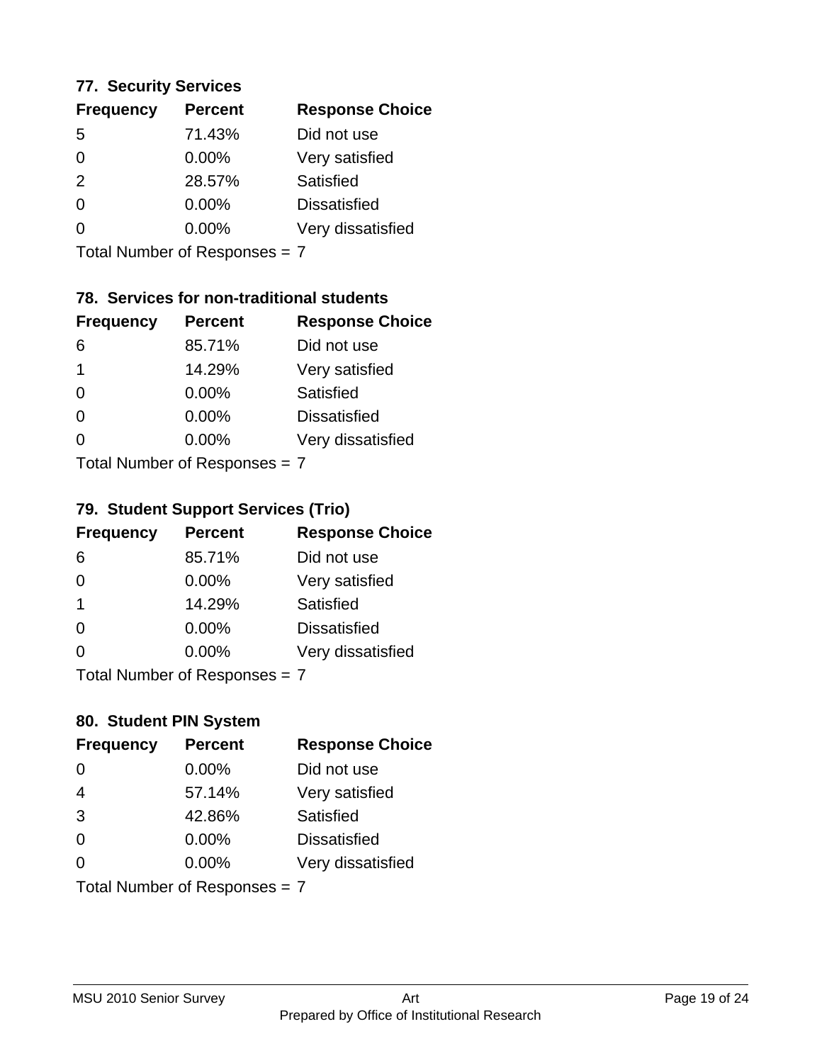### 77. Security Services

| Frequency | Percent | Response Choice |
|---|---|---|
| 5 | 71.43% | Did not use |
| 0 | 0.00% | Very satisfied |
| 2 | 28.57% | Satisfied |
| 0 | 0.00% | Dissatisfied |
| 0 | 0.00% | Very dissatisfied |

Total Number of Responses = 7

### 78. Services for non-traditional students

| Frequency | Percent | Response Choice |
|---|---|---|
| 6 | 85.71% | Did not use |
| 1 | 14.29% | Very satisfied |
| 0 | 0.00% | Satisfied |
| 0 | 0.00% | Dissatisfied |
| 0 | 0.00% | Very dissatisfied |

Total Number of Responses = 7

### 79. Student Support Services (Trio)

| Frequency | Percent | Response Choice |
|---|---|---|
| 6 | 85.71% | Did not use |
| 0 | 0.00% | Very satisfied |
| 1 | 14.29% | Satisfied |
| 0 | 0.00% | Dissatisfied |
| 0 | 0.00% | Very dissatisfied |

Total Number of Responses = 7

### 80. Student PIN System

| Frequency | Percent | Response Choice |
|---|---|---|
| 0 | 0.00% | Did not use |
| 4 | 57.14% | Very satisfied |
| 3 | 42.86% | Satisfied |
| 0 | 0.00% | Dissatisfied |
| 0 | 0.00% | Very dissatisfied |

Total Number of Responses = 7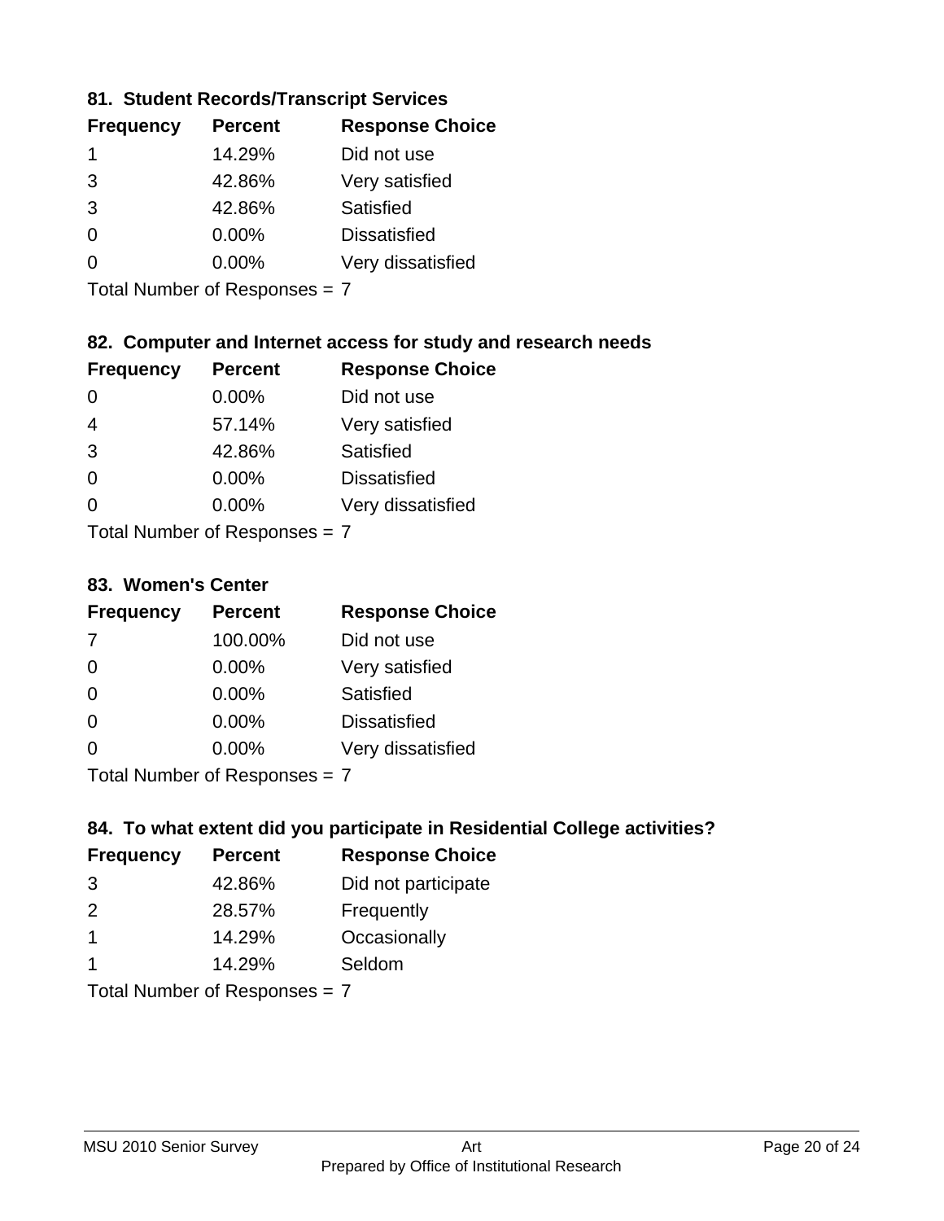### 81. Student Records/Transcript Services

| Frequency | Percent | Response Choice |
|---|---|---|
| 1 | 14.29% | Did not use |
| 3 | 42.86% | Very satisfied |
| 3 | 42.86% | Satisfied |
| 0 | 0.00% | Dissatisfied |
| 0 | 0.00% | Very dissatisfied |

Total Number of Responses = 7

### 82. Computer and Internet access for study and research needs

| Frequency | Percent | Response Choice |
|---|---|---|
| 0 | 0.00% | Did not use |
| 4 | 57.14% | Very satisfied |
| 3 | 42.86% | Satisfied |
| 0 | 0.00% | Dissatisfied |
| 0 | 0.00% | Very dissatisfied |

Total Number of Responses = 7

### 83. Women's Center

| Frequency | Percent | Response Choice |
|---|---|---|
| 7 | 100.00% | Did not use |
| 0 | 0.00% | Very satisfied |
| 0 | 0.00% | Satisfied |
| 0 | 0.00% | Dissatisfied |
| 0 | 0.00% | Very dissatisfied |

Total Number of Responses = 7

### 84. To what extent did you participate in Residential College activities?

| Frequency | Percent | Response Choice |
|---|---|---|
| 3 | 42.86% | Did not participate |
| 2 | 28.57% | Frequently |
| 1 | 14.29% | Occasionally |
| 1 | 14.29% | Seldom |

Total Number of Responses = 7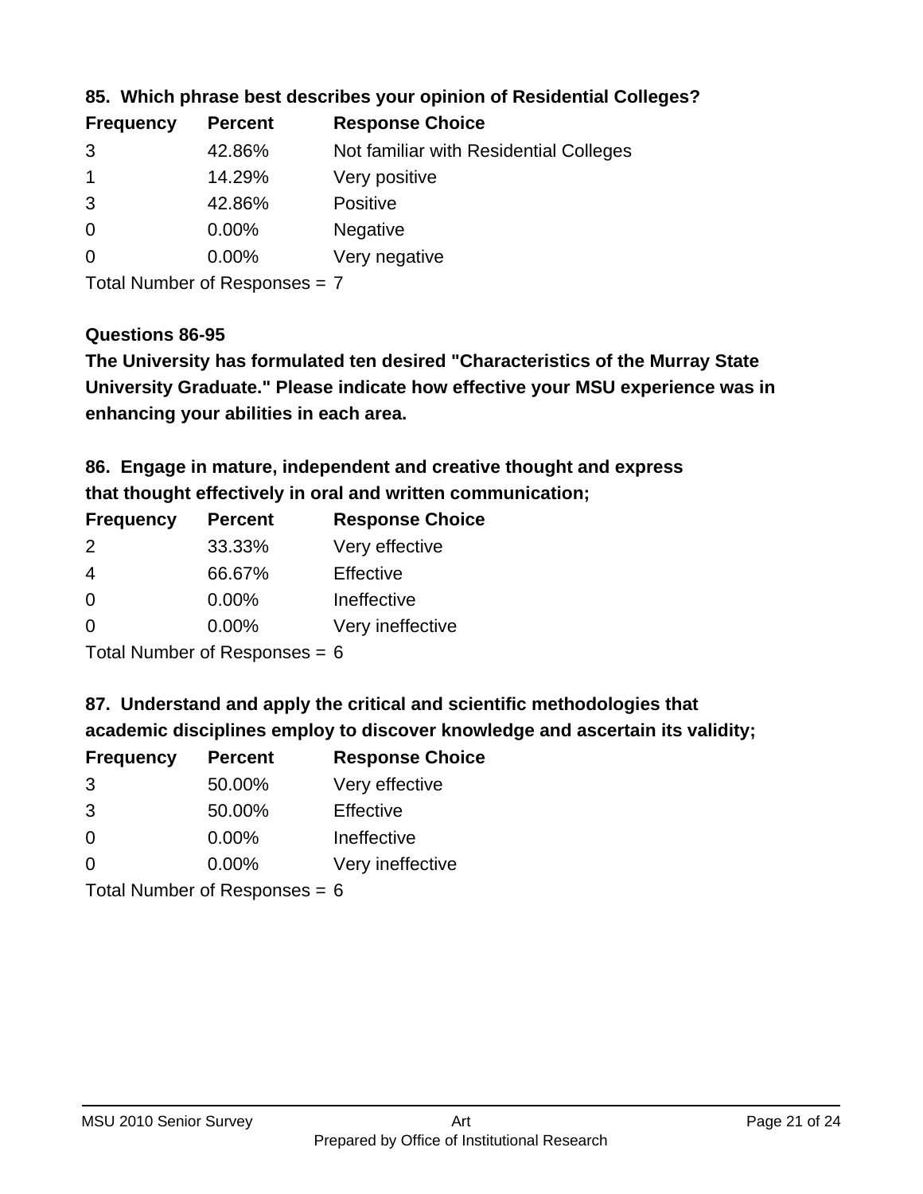### 85. Which phrase best describes your opinion of Residential Colleges?

| Frequency | Percent | Response Choice |
|---|---|---|
| 3 | 42.86% | Not familiar with Residential Colleges |
| 1 | 14.29% | Very positive |
| 3 | 42.86% | Positive |
| 0 | 0.00% | Negative |
| 0 | 0.00% | Very negative |

Total Number of Responses = 7

### Questions 86-95

**The University has formulated ten desired "Characteristics of the Murray State University Graduate." Please indicate how effective your MSU experience was in enhancing your abilities in each area.**

### 86. Engage in mature, independent and creative thought and express that thought effectively in oral and written communication;

| Frequency | Percent | Response Choice |
|---|---|---|
| 2 | 33.33% | Very effective |
| 4 | 66.67% | Effective |
| 0 | 0.00% | Ineffective |
| 0 | 0.00% | Very ineffective |

Total Number of Responses = 6

### 87. Understand and apply the critical and scientific methodologies that academic disciplines employ to discover knowledge and ascertain its validity;

| Frequency | Percent | Response Choice |
|---|---|---|
| 3 | 50.00% | Very effective |
| 3 | 50.00% | Effective |
| 0 | 0.00% | Ineffective |
| 0 | 0.00% | Very ineffective |

Total Number of Responses = 6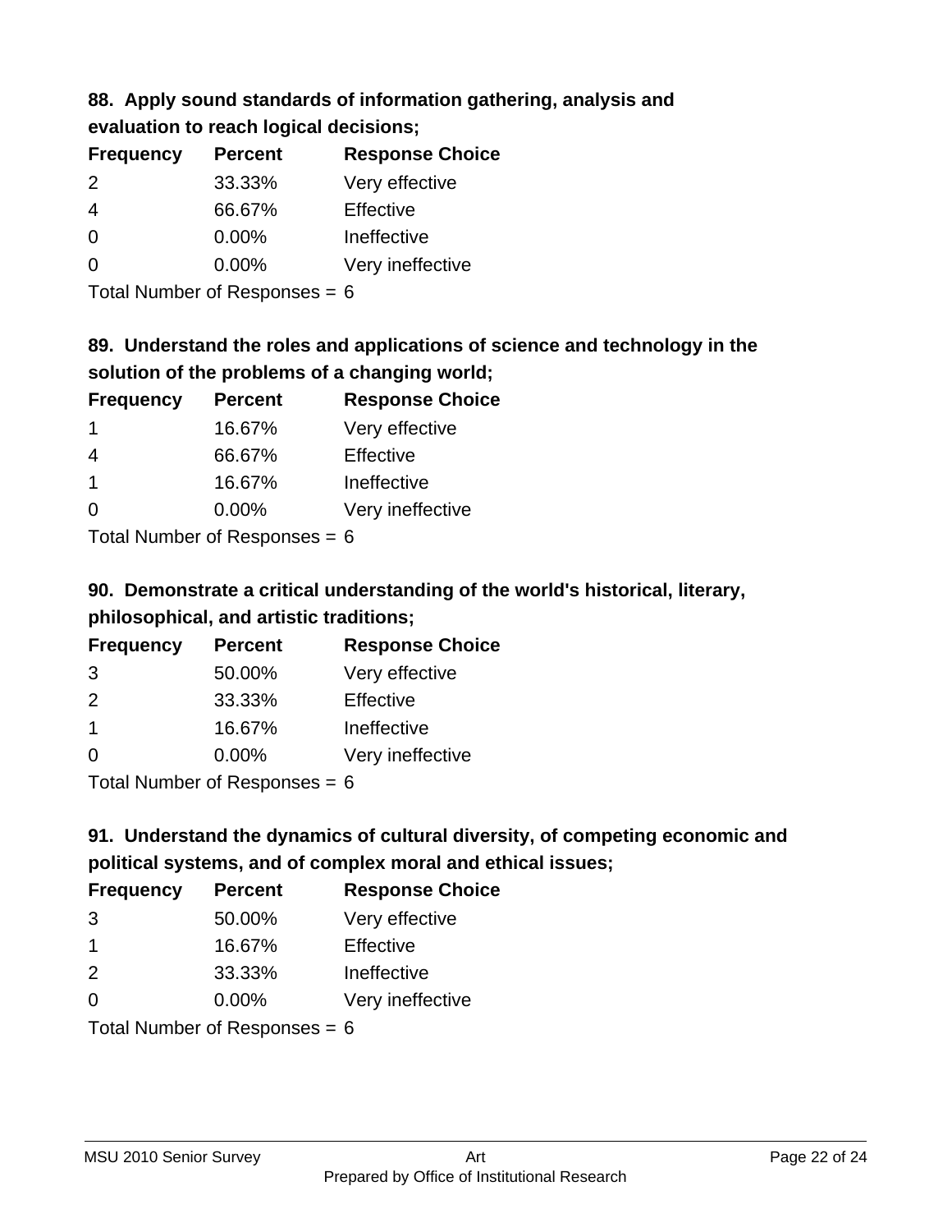### 88. Apply sound standards of information gathering, analysis and evaluation to reach logical decisions;

| Frequency | Percent | Response Choice |
|---|---|---|
| 2 | 33.33% | Very effective |
| 4 | 66.67% | Effective |
| 0 | 0.00% | Ineffective |
| 0 | 0.00% | Very ineffective |

Total Number of Responses = 6

### 89. Understand the roles and applications of science and technology in the solution of the problems of a changing world;

| Frequency | Percent | Response Choice |
|---|---|---|
| 1 | 16.67% | Very effective |
| 4 | 66.67% | Effective |
| 1 | 16.67% | Ineffective |
| 0 | 0.00% | Very ineffective |

Total Number of Responses = 6

### 90. Demonstrate a critical understanding of the world's historical, literary, philosophical, and artistic traditions;

| Frequency | Percent | Response Choice |
|---|---|---|
| 3 | 50.00% | Very effective |
| 2 | 33.33% | Effective |
| 1 | 16.67% | Ineffective |
| 0 | 0.00% | Very ineffective |

Total Number of Responses = 6

### 91. Understand the dynamics of cultural diversity, of competing economic and political systems, and of complex moral and ethical issues;

| Frequency | Percent | Response Choice |
|---|---|---|
| 3 | 50.00% | Very effective |
| 1 | 16.67% | Effective |
| 2 | 33.33% | Ineffective |
| 0 | 0.00% | Very ineffective |

Total Number of Responses = 6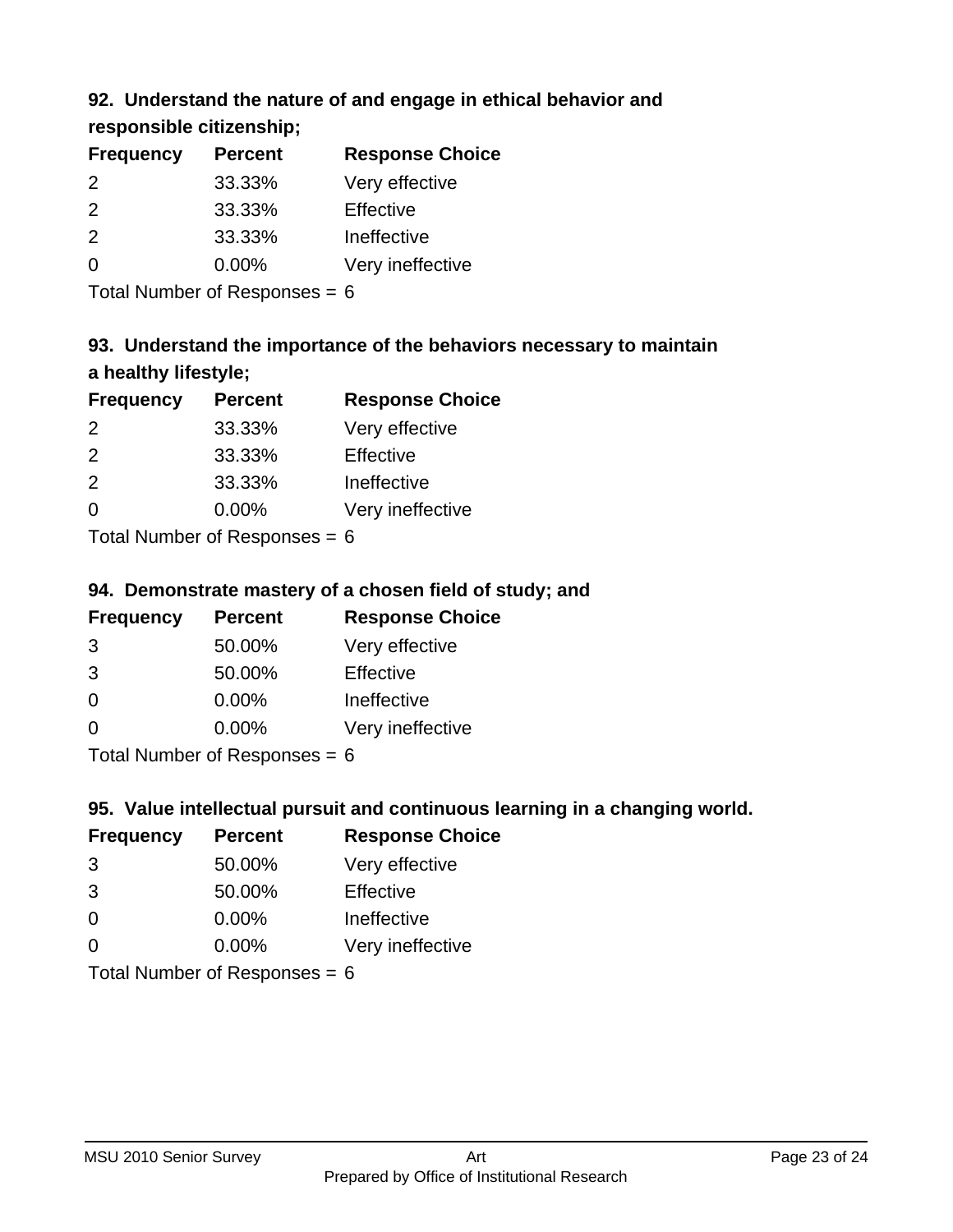### 92. Understand the nature of and engage in ethical behavior and responsible citizenship;

| Frequency | Percent | Response Choice |
|---|---|---|
| 2 | 33.33% | Very effective |
| 2 | 33.33% | Effective |
| 2 | 33.33% | Ineffective |
| 0 | 0.00% | Very ineffective |

Total Number of Responses = 6

### 93. Understand the importance of the behaviors necessary to maintain a healthy lifestyle;

| Frequency | Percent | Response Choice |
|---|---|---|
| 2 | 33.33% | Very effective |
| 2 | 33.33% | Effective |
| 2 | 33.33% | Ineffective |
| 0 | 0.00% | Very ineffective |

Total Number of Responses = 6

### 94. Demonstrate mastery of a chosen field of study; and

| Frequency | Percent | Response Choice |
|---|---|---|
| 3 | 50.00% | Very effective |
| 3 | 50.00% | Effective |
| 0 | 0.00% | Ineffective |
| 0 | 0.00% | Very ineffective |

Total Number of Responses = 6

### 95. Value intellectual pursuit and continuous learning in a changing world.

| Frequency | Percent | Response Choice |
|---|---|---|
| 3 | 50.00% | Very effective |
| 3 | 50.00% | Effective |
| 0 | 0.00% | Ineffective |
| 0 | 0.00% | Very ineffective |

Total Number of Responses = 6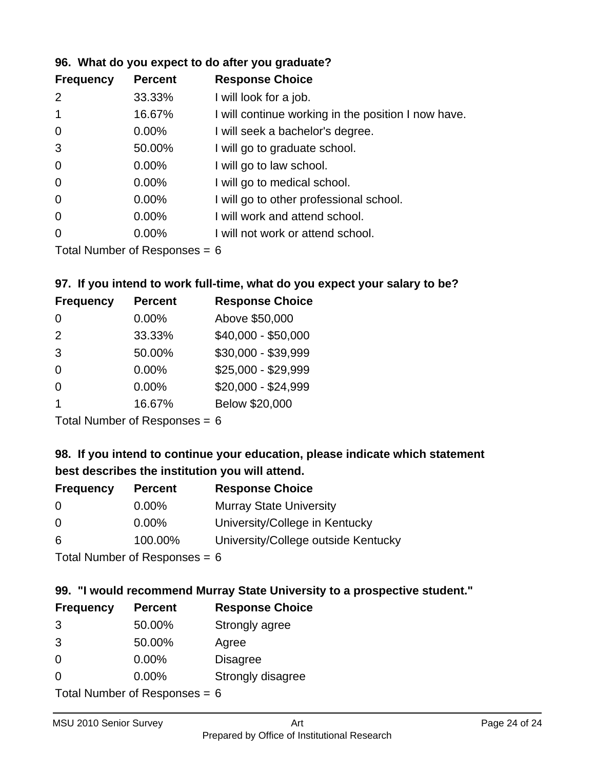### 96. What do you expect to do after you graduate?

| Frequency | Percent | Response Choice |
|---|---|---|
| 2 | 33.33% | I will look for a job. |
| 1 | 16.67% | I will continue working in the position I now have. |
| 0 | 0.00% | I will seek a bachelor's degree. |
| 3 | 50.00% | I will go to graduate school. |
| 0 | 0.00% | I will go to law school. |
| 0 | 0.00% | I will go to medical school. |
| 0 | 0.00% | I will go to other professional school. |
| 0 | 0.00% | I will work and attend school. |
| 0 | 0.00% | I will not work or attend school. |

Total Number of Responses = 6

### 97. If you intend to work full-time, what do you expect your salary to be?

| Frequency | Percent | Response Choice |
|---|---|---|
| 0 | 0.00% | Above $50,000 |
| 2 | 33.33% | $40,000 - $50,000 |
| 3 | 50.00% | $30,000 - $39,999 |
| 0 | 0.00% | $25,000 - $29,999 |
| 0 | 0.00% | $20,000 - $24,999 |
| 1 | 16.67% | Below $20,000 |

Total Number of Responses = 6

### 98. If you intend to continue your education, please indicate which statement best describes the institution you will attend.

| Frequency | Percent | Response Choice |
|---|---|---|
| 0 | 0.00% | Murray State University |
| 0 | 0.00% | University/College in Kentucky |
| 6 | 100.00% | University/College outside Kentucky |

Total Number of Responses = 6

### 99. "I would recommend Murray State University to a prospective student."

| Frequency | Percent | Response Choice |
|---|---|---|
| 3 | 50.00% | Strongly agree |
| 3 | 50.00% | Agree |
| 0 | 0.00% | Disagree |
| 0 | 0.00% | Strongly disagree |

Total Number of Responses = 6